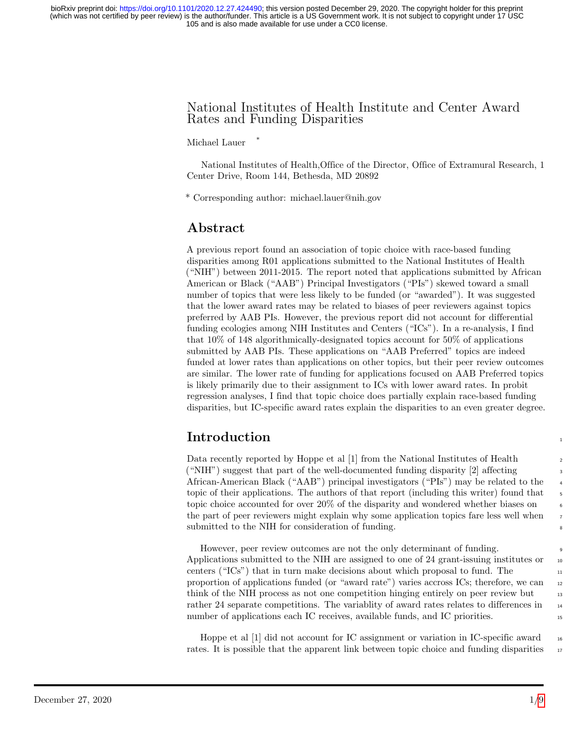# National Institutes of Health Institute and Center Award Rates and Funding Disparities

Michael Lauer *

National Institutes of Health,Office of the Director, Office of Extramural Research, 1 Center Drive, Room 144, Bethesda, MD 20892

* Corresponding author: michael.lauer@nih.gov

## Abstract

A previous report found an association of topic choice with race-based funding disparities among R01 applications submitted to the National Institutes of Health ("NIH") between 2011-2015. The report noted that applications submitted by African American or Black ("AAB") Principal Investigators ("PIs") skewed toward a small number of topics that were less likely to be funded (or "awarded"). It was suggested that the lower award rates may be related to biases of peer reviewers against topics preferred by AAB PIs. However, the previous report did not account for differential funding ecologies among NIH Institutes and Centers ("ICs"). In a re-analysis, I find that 10% of 148 algorithmically-designated topics account for 50% of applications submitted by AAB PIs. These applications on "AAB Preferred" topics are indeed funded at lower rates than applications on other topics, but their peer review outcomes are similar. The lower rate of funding for applications focused on AAB Preferred topics is likely primarily due to their assignment to ICs with lower award rates. In probit regression analyses, I find that topic choice does partially explain race-based funding disparities, but IC-specific award rates explain the disparities to an even greater degree.

## Introduction

Data recently reported by Hoppe et al [1] from the National Institutes of Health ("NIH") suggest that part of the well-documented funding disparity [2] affecting African-American Black ("AAB") principal investigators ("PIs") may be related to the topic of their applications. The authors of that report (including this writer) found that topic choice accounted for over 20% of the disparity and wondered whether biases on the part of peer reviewers might explain why some application topics fare less well when submitted to the NIH for consideration of funding.

However, peer review outcomes are not the only determinant of funding. Applications submitted to the NIH are assigned to one of 24 grant-issuing institutes or centers ("ICs") that in turn make decisions about which proposal to fund. The proportion of applications funded (or "award rate") varies accross ICs; therefore, we can think of the NIH process as not one competition hinging entirely on peer review but rather 24 separate competitions. The variablity of award rates relates to differences in number of applications each IC receives, available funds, and IC priorities.

Hoppe et al [1] did not account for IC assignment or variation in IC-specific award rates. It is possible that the apparent link between topic choice and funding disparities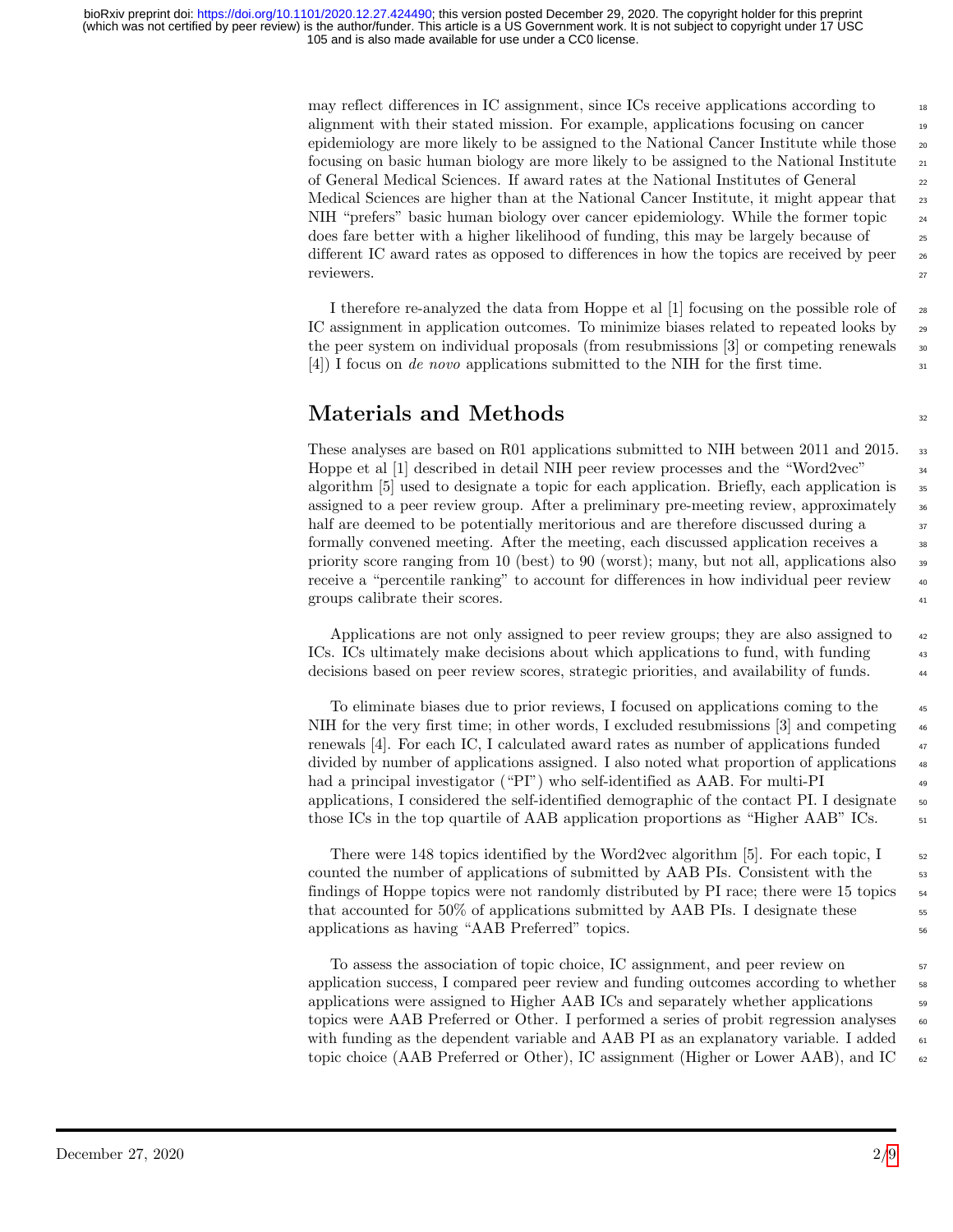may reflect differences in IC assignment, since ICs receive applications according to alignment with their stated mission. For example, applications focusing on cancer epidemiology are more likely to be assigned to the National Cancer Institute while those focusing on basic human biology are more likely to be assigned to the National Institute of General Medical Sciences. If award rates at the National Institutes of General Medical Sciences are higher than at the National Cancer Institute, it might appear that NIH "prefers" basic human biology over cancer epidemiology. While the former topic does fare better with a higher likelihood of funding, this may be largely because of different IC award rates as opposed to differences in how the topics are received by peer reviewers.

I therefore re-analyzed the data from Hoppe et al [1] focusing on the possible role of IC assignment in application outcomes. To minimize biases related to repeated looks by the peer system on individual proposals (from resubmissions [3] or competing renewals [4]) I focus on *de novo* applications submitted to the NIH for the first time.

## Materials and Methods

These analyses are based on R01 applications submitted to NIH between 2011 and 2015. Hoppe et al [1] described in detail NIH peer review processes and the "Word2vec" algorithm [5] used to designate a topic for each application. Briefly, each application is assigned to a peer review group. After a preliminary pre-meeting review, approximately half are deemed to be potentially meritorious and are therefore discussed during a formally convened meeting. After the meeting, each discussed application receives a priority score ranging from 10 (best) to 90 (worst); many, but not all, applications also receive a "percentile ranking" to account for differences in how individual peer review groups calibrate their scores.

Applications are not only assigned to peer review groups; they are also assigned to ICs. ICs ultimately make decisions about which applications to fund, with funding decisions based on peer review scores, strategic priorities, and availability of funds.

To eliminate biases due to prior reviews, I focused on applications coming to the NIH for the very first time; in other words, I excluded resubmissions [3] and competing renewals [4]. For each IC, I calculated award rates as number of applications funded divided by number of applications assigned. I also noted what proportion of applications had a principal investigator ("PI") who self-identified as AAB. For multi-PI applications, I considered the self-identified demographic of the contact PI. I designate those ICs in the top quartile of AAB application proportions as "Higher AAB" ICs.

There were 148 topics identified by the Word2vec algorithm [5]. For each topic, I counted the number of applications of submitted by AAB PIs. Consistent with the findings of Hoppe topics were not randomly distributed by PI race; there were 15 topics that accounted for 50% of applications submitted by AAB PIs. I designate these applications as having "AAB Preferred" topics.

To assess the association of topic choice, IC assignment, and peer review on application success, I compared peer review and funding outcomes according to whether applications were assigned to Higher AAB ICs and separately whether applications topics were AAB Preferred or Other. I performed a series of probit regression analyses with funding as the dependent variable and AAB PI as an explanatory variable. I added topic choice (AAB Preferred or Other), IC assignment (Higher or Lower AAB), and IC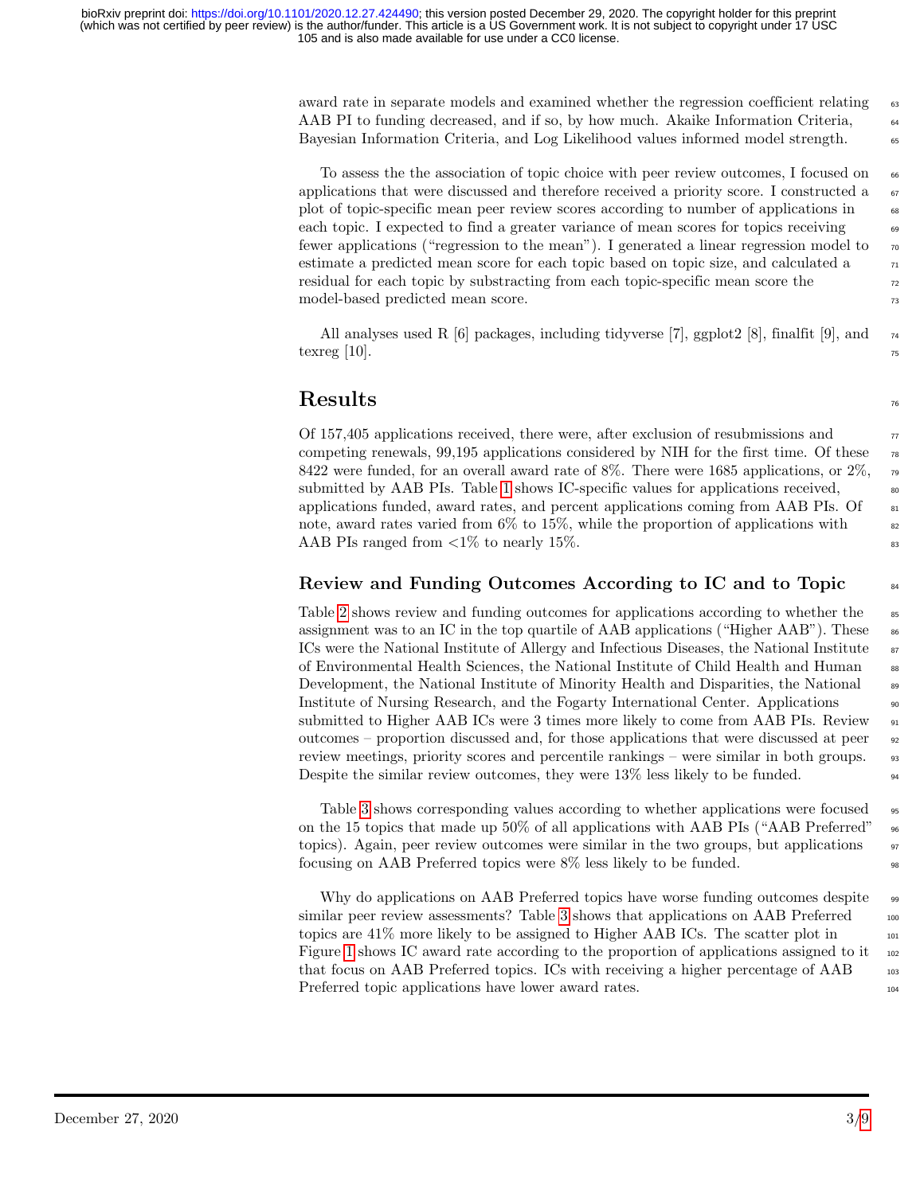award rate in separate models and examined whether the regression coefficient relating AAB PI to funding decreased, and if so, by how much. Akaike Information Criteria, Bayesian Information Criteria, and Log Likelihood values informed model strength.

To assess the the association of topic choice with peer review outcomes, I focused on applications that were discussed and therefore received a priority score. I constructed a plot of topic-specific mean peer review scores according to number of applications in each topic. I expected to find a greater variance of mean scores for topics receiving fewer applications ("regression to the mean"). I generated a linear regression model to estimate a predicted mean score for each topic based on topic size, and calculated a residual for each topic by substracting from each topic-specific mean score the model-based predicted mean score.

All analyses used R [6] packages, including tidyverse [7], ggplot2 [8], finalfit [9], and texreg [10].

# Results

Of 157,405 applications received, there were, after exclusion of resubmissions and competing renewals, 99,195 applications considered by NIH for the first time. Of these 8422 were funded, for an overall award rate of 8%. There were 1685 applications, or 2%, submitted by AAB PIs. Table 1 shows IC-specific values for applications received, applications funded, award rates, and percent applications coming from AAB PIs. Of note, award rates varied from 6% to 15%, while the proportion of applications with AAB PIs ranged from <1% to nearly 15%.

## Review and Funding Outcomes According to IC and to Topic

Table 2 shows review and funding outcomes for applications according to whether the assignment was to an IC in the top quartile of AAB applications ("Higher AAB"). These ICs were the National Institute of Allergy and Infectious Diseases, the National Institute of Environmental Health Sciences, the National Institute of Child Health and Human Development, the National Institute of Minority Health and Disparities, the National Institute of Nursing Research, and the Fogarty International Center. Applications submitted to Higher AAB ICs were 3 times more likely to come from AAB PIs. Review outcomes – proportion discussed and, for those applications that were discussed at peer review meetings, priority scores and percentile rankings – were similar in both groups. Despite the similar review outcomes, they were 13% less likely to be funded.

Table 3 shows corresponding values according to whether applications were focused on the 15 topics that made up 50% of all applications with AAB PIs ("AAB Preferred" topics). Again, peer review outcomes were similar in the two groups, but applications focusing on AAB Preferred topics were 8% less likely to be funded.

Why do applications on AAB Preferred topics have worse funding outcomes despite similar peer review assessments? Table 3 shows that applications on AAB Preferred topics are 41% more likely to be assigned to Higher AAB ICs. The scatter plot in Figure 1 shows IC award rate according to the proportion of applications assigned to it that focus on AAB Preferred topics. ICs with receiving a higher percentage of AAB Preferred topic applications have lower award rates.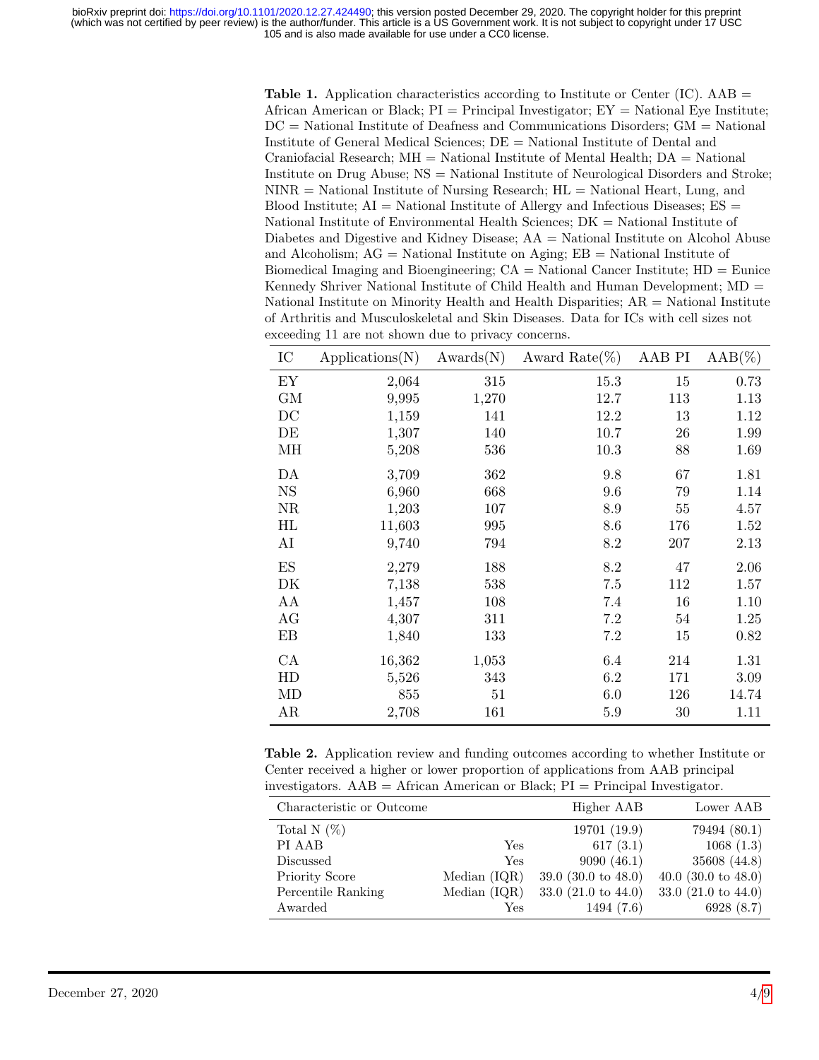**Table 1.** Application characteristics according to Institute or Center (IC). AAB = African American or Black; PI = Principal Investigator; EY = National Eye Institute; DC = National Institute of Deafness and Communications Disorders; GM = National Institute of General Medical Sciences; DE = National Institute of Dental and Craniofacial Research; MH = National Institute of Mental Health; DA = National Institute on Drug Abuse; NS = National Institute of Neurological Disorders and Stroke; NINR = National Institute of Nursing Research; HL = National Heart, Lung, and Blood Institute; AI = National Institute of Allergy and Infectious Diseases; ES = National Institute of Environmental Health Sciences; DK = National Institute of Diabetes and Digestive and Kidney Disease; AA = National Institute on Alcohol Abuse and Alcoholism; AG = National Institute on Aging; EB = National Institute of Biomedical Imaging and Bioengineering; CA = National Cancer Institute; HD = Eunice Kennedy Shriver National Institute of Child Health and Human Development; MD = National Institute on Minority Health and Health Disparities; AR = National Institute of Arthritis and Musculoskeletal and Skin Diseases. Data for ICs with cell sizes not exceeding 11 are not shown due to privacy concerns.

| IC | Applications(N) | Awards(N) | Award Rate(%) | AAB PI | AAB(%) |
|---|---|---|---|---|---|
| EY | 2,064 | 315 | 15.3 | 15 | 0.73 |
| GM | 9,995 | 1,270 | 12.7 | 113 | 1.13 |
| DC | 1,159 | 141 | 12.2 | 13 | 1.12 |
| DE | 1,307 | 140 | 10.7 | 26 | 1.99 |
| MH | 5,208 | 536 | 10.3 | 88 | 1.69 |
| DA | 3,709 | 362 | 9.8 | 67 | 1.81 |
| NS | 6,960 | 668 | 9.6 | 79 | 1.14 |
| NR | 1,203 | 107 | 8.9 | 55 | 4.57 |
| HL | 11,603 | 995 | 8.6 | 176 | 1.52 |
| AI | 9,740 | 794 | 8.2 | 207 | 2.13 |
| ES | 2,279 | 188 | 8.2 | 47 | 2.06 |
| DK | 7,138 | 538 | 7.5 | 112 | 1.57 |
| AA | 1,457 | 108 | 7.4 | 16 | 1.10 |
| AG | 4,307 | 311 | 7.2 | 54 | 1.25 |
| EB | 1,840 | 133 | 7.2 | 15 | 0.82 |
| CA | 16,362 | 1,053 | 6.4 | 214 | 1.31 |
| HD | 5,526 | 343 | 6.2 | 171 | 3.09 |
| MD | 855 | 51 | 6.0 | 126 | 14.74 |
| AR | 2,708 | 161 | 5.9 | 30 | 1.11 |

**Table 2.** Application review and funding outcomes according to whether Institute or Center received a higher or lower proportion of applications from AAB principal investigators. AAB = African American or Black; PI = Principal Investigator.

| Characteristic or Outcome | | Higher AAB | Lower AAB |
|---|---|---|---|
| Total N (%) | | 19701 (19.9) | 79494 (80.1) |
| PI AAB | Yes | 617 (3.1) | 1068 (1.3) |
| Discussed | Yes | 9090 (46.1) | 35608 (44.8) |
| Priority Score | Median (IQR) | 39.0 (30.0 to 48.0) | 40.0 (30.0 to 48.0) |
| Percentile Ranking | Median (IQR) | 33.0 (21.0 to 44.0) | 33.0 (21.0 to 44.0) |
| Awarded | Yes | 1494 (7.6) | 6928 (8.7) |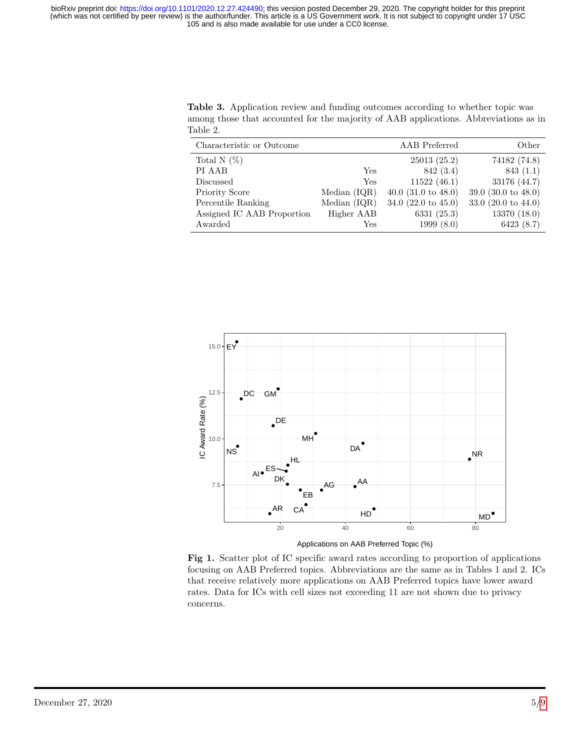**Table 3.** Application review and funding outcomes according to whether topic was among those that accounted for the majority of AAB applications. Abbreviations as in Table 2.

| Characteristic or Outcome | | AAB Preferred | Other |
|---|---|---|---|
| Total N (%) | | 25013 (25.2) | 74182 (74.8) |
| PI AAB | Yes | 842 (3.4) | 843 (1.1) |
| Discussed | Yes | 11522 (46.1) | 33176 (44.7) |
| Priority Score | Median (IQR) | 40.0 (31.0 to 48.0) | 39.0 (30.0 to 48.0) |
| Percentile Ranking | Median (IQR) | 34.0 (22.0 to 45.0) | 33.0 (20.0 to 44.0) |
| Assigned IC AAB Proportion | Higher AAB | 6331 (25.3) | 13370 (18.0) |
| Awarded | Yes | 1999 (8.0) | 6423 (8.7) |

**Fig 1.** Scatter plot of IC specific award rates according to proportion of applications focusing on AAB Preferred topics. Abbreviations are the same as in Tables 1 and 2. ICs that receive relatively more applications on AAB Preferred topics have lower award rates. Data for ICs with cell sizes not exceeding 11 are not shown due to privacy concerns.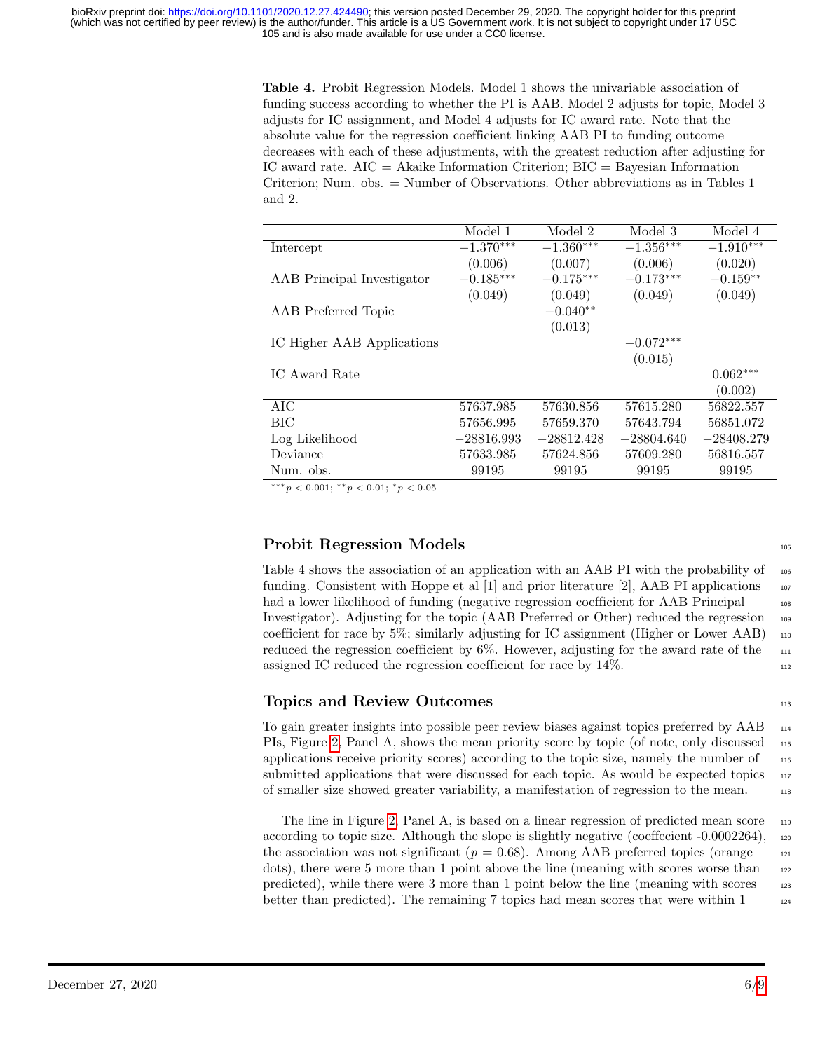**Table 4.** Probit Regression Models. Model 1 shows the univariable association of funding success according to whether the PI is AAB. Model 2 adjusts for topic, Model 3 adjusts for IC assignment, and Model 4 adjusts for IC award rate. Note that the absolute value for the regression coefficient linking AAB PI to funding outcome decreases with each of these adjustments, with the greatest reduction after adjusting for IC award rate. AIC = Akaike Information Criterion; BIC = Bayesian Information Criterion; Num. obs. = Number of Observations. Other abbreviations as in Tables 1 and 2.

| | Model 1 | Model 2 | Model 3 | Model 4 |
|---|---|---|---|---|
| Intercept | $-1.370^{***}$ | $-1.360^{***}$ | $-1.356^{***}$ | $-1.910^{***}$ |
| | (0.006) | (0.007) | (0.006) | (0.020) |
| AAB Principal Investigator | $-0.185^{***}$ | $-0.175^{***}$ | $-0.173^{***}$ | $-0.159^{**}$ |
| | (0.049) | (0.049) | (0.049) | (0.049) |
| AAB Preferred Topic | | $-0.040^{**}$ | | |
| | | (0.013) | | |
| IC Higher AAB Applications | | | $-0.072^{***}$ | |
| | | | (0.015) | |
| IC Award Rate | | | | $0.062^{***}$ |
| | | | | (0.002) |
| AIC | 57637.985 | 57630.856 | 57615.280 | 56822.557 |
| BIC | 57656.995 | 57659.370 | 57643.794 | 56851.072 |
| Log Likelihood | −28816.993 | −28812.428 | −28804.640 | −28408.279 |
| Deviance | 57633.985 | 57624.856 | 57609.280 | 56816.557 |
| Num. obs. | 99195 | 99195 | 99195 | 99195 |

$^{***}p < 0.001$; $^{**}p < 0.01$; $^{*}p < 0.05$

## Probit Regression Models

Table 4 shows the association of an application with an AAB PI with the probability of funding. Consistent with Hoppe et al [1] and prior literature [2], AAB PI applications had a lower likelihood of funding (negative regression coefficient for AAB Principal Investigator). Adjusting for the topic (AAB Preferred or Other) reduced the regression coefficient for race by 5%; similarly adjusting for IC assignment (Higher or Lower AAB) reduced the regression coefficient by 6%. However, adjusting for the award rate of the assigned IC reduced the regression coefficient for race by 14%.

## Topics and Review Outcomes

To gain greater insights into possible peer review biases against topics preferred by AAB PIs, Figure 2, Panel A, shows the mean priority score by topic (of note, only discussed applications receive priority scores) according to the topic size, namely the number of submitted applications that were discussed for each topic. As would be expected topics of smaller size showed greater variability, a manifestation of regression to the mean.

The line in Figure 2, Panel A, is based on a linear regression of predicted mean score according to topic size. Although the slope is slightly negative (coeffecient -0.0002264), the association was not significant ($p = 0.68$). Among AAB preferred topics (orange dots), there were 5 more than 1 point above the line (meaning with scores worse than predicted), while there were 3 more than 1 point below the line (meaning with scores better than predicted). The remaining 7 topics had mean scores that were within 1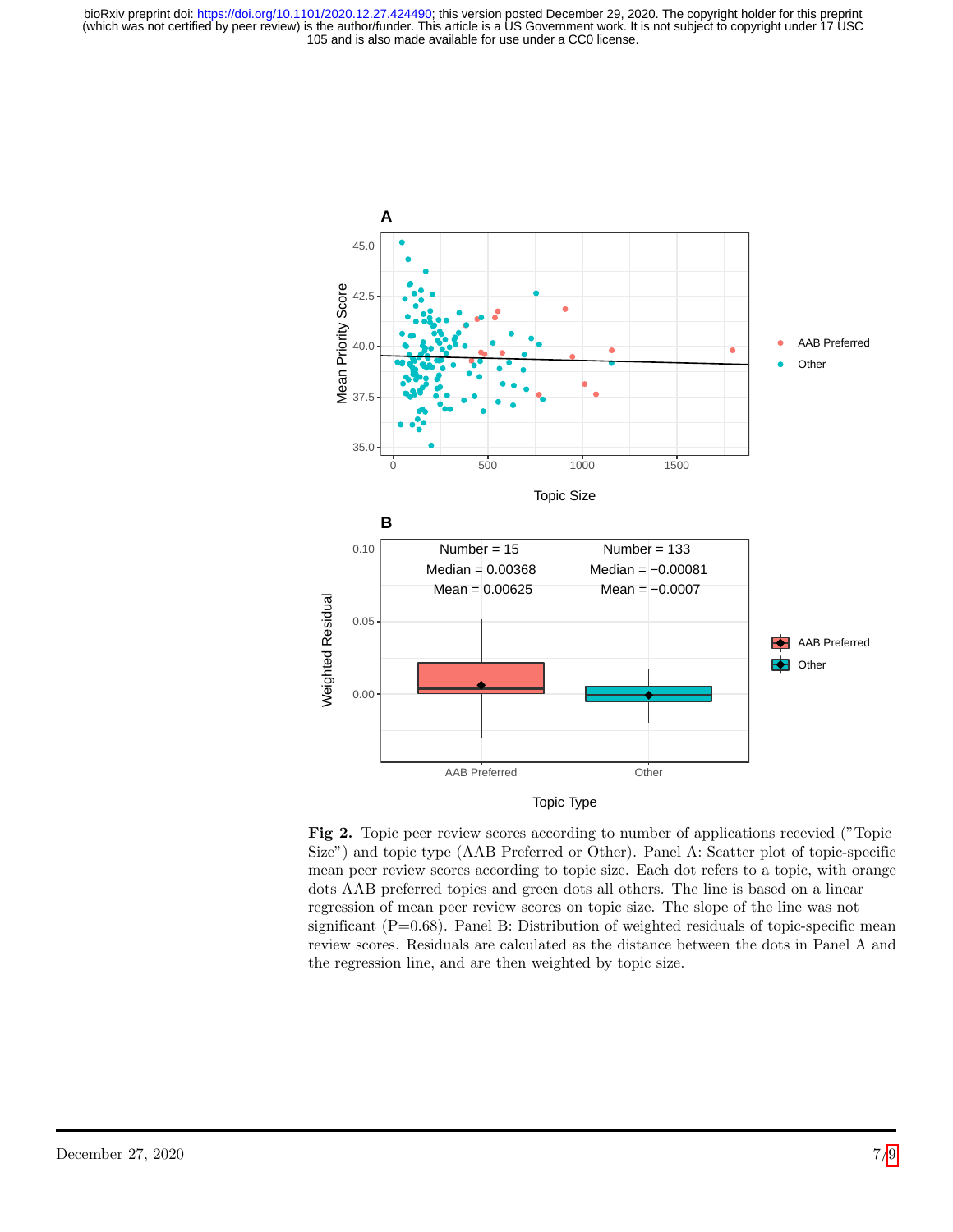**Fig 2.** Topic peer review scores according to number of applications recevied ("Topic Size") and topic type (AAB Preferred or Other). Panel A: Scatter plot of topic-specific mean peer review scores according to topic size. Each dot refers to a topic, with orange dots AAB preferred topics and green dots all others. The line is based on a linear regression of mean peer review scores on topic size. The slope of the line was not significant (P=0.68). Panel B: Distribution of weighted residuals of topic-specific mean review scores. Residuals are calculated as the distance between the dots in Panel A and the regression line, and are then weighted by topic size.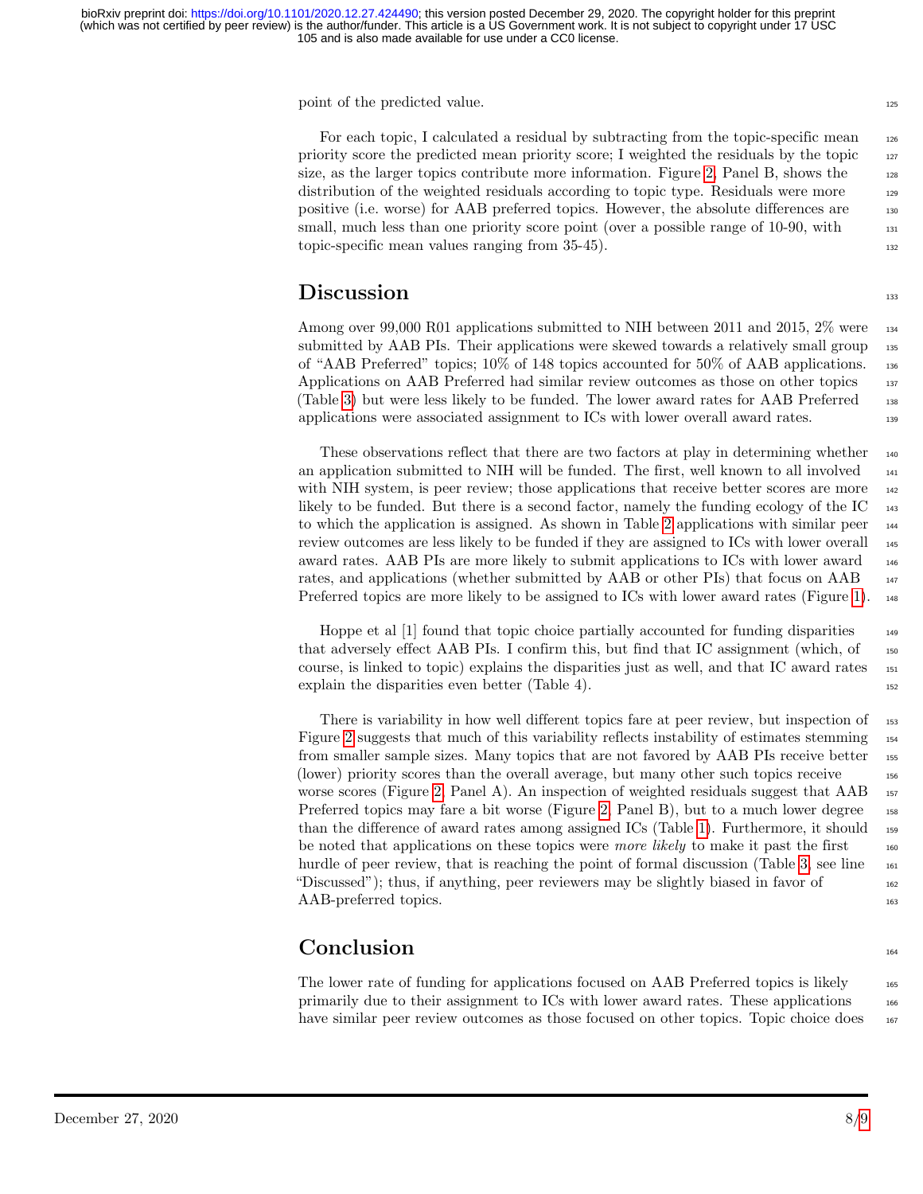point of the predicted value.

For each topic, I calculated a residual by subtracting from the topic-specific mean priority score the predicted mean priority score; I weighted the residuals by the topic size, as the larger topics contribute more information. Figure 2, Panel B, shows the distribution of the weighted residuals according to topic type. Residuals were more positive (i.e. worse) for AAB preferred topics. However, the absolute differences are small, much less than one priority score point (over a possible range of 10-90, with topic-specific mean values ranging from 35-45).

## Discussion

Among over 99,000 R01 applications submitted to NIH between 2011 and 2015, 2% were submitted by AAB PIs. Their applications were skewed towards a relatively small group of "AAB Preferred" topics; 10% of 148 topics accounted for 50% of AAB applications. Applications on AAB Preferred had similar review outcomes as those on other topics (Table 3) but were less likely to be funded. The lower award rates for AAB Preferred applications were associated assignment to ICs with lower overall award rates.

These observations reflect that there are two factors at play in determining whether an application submitted to NIH will be funded. The first, well known to all involved with NIH system, is peer review; those applications that receive better scores are more likely to be funded. But there is a second factor, namely the funding ecology of the IC to which the application is assigned. As shown in Table 2 applications with similar peer review outcomes are less likely to be funded if they are assigned to ICs with lower overall award rates. AAB PIs are more likely to submit applications to ICs with lower award rates, and applications (whether submitted by AAB or other PIs) that focus on AAB Preferred topics are more likely to be assigned to ICs with lower award rates (Figure 1).

Hoppe et al [1] found that topic choice partially accounted for funding disparities that adversely effect AAB PIs. I confirm this, but find that IC assignment (which, of course, is linked to topic) explains the disparities just as well, and that IC award rates explain the disparities even better (Table 4).

There is variability in how well different topics fare at peer review, but inspection of Figure 2 suggests that much of this variability reflects instability of estimates stemming from smaller sample sizes. Many topics that are not favored by AAB PIs receive better (lower) priority scores than the overall average, but many other such topics receive worse scores (Figure 2, Panel A). An inspection of weighted residuals suggest that AAB Preferred topics may fare a bit worse (Figure 2, Panel B), but to a much lower degree than the difference of award rates among assigned ICs (Table 1). Furthermore, it should be noted that applications on these topics were *more likely* to make it past the first hurdle of peer review, that is reaching the point of formal discussion (Table 3, see line "Discussed"); thus, if anything, peer reviewers may be slightly biased in favor of AAB-preferred topics.

## Conclusion

The lower rate of funding for applications focused on AAB Preferred topics is likely primarily due to their assignment to ICs with lower award rates. These applications have similar peer review outcomes as those focused on other topics. Topic choice does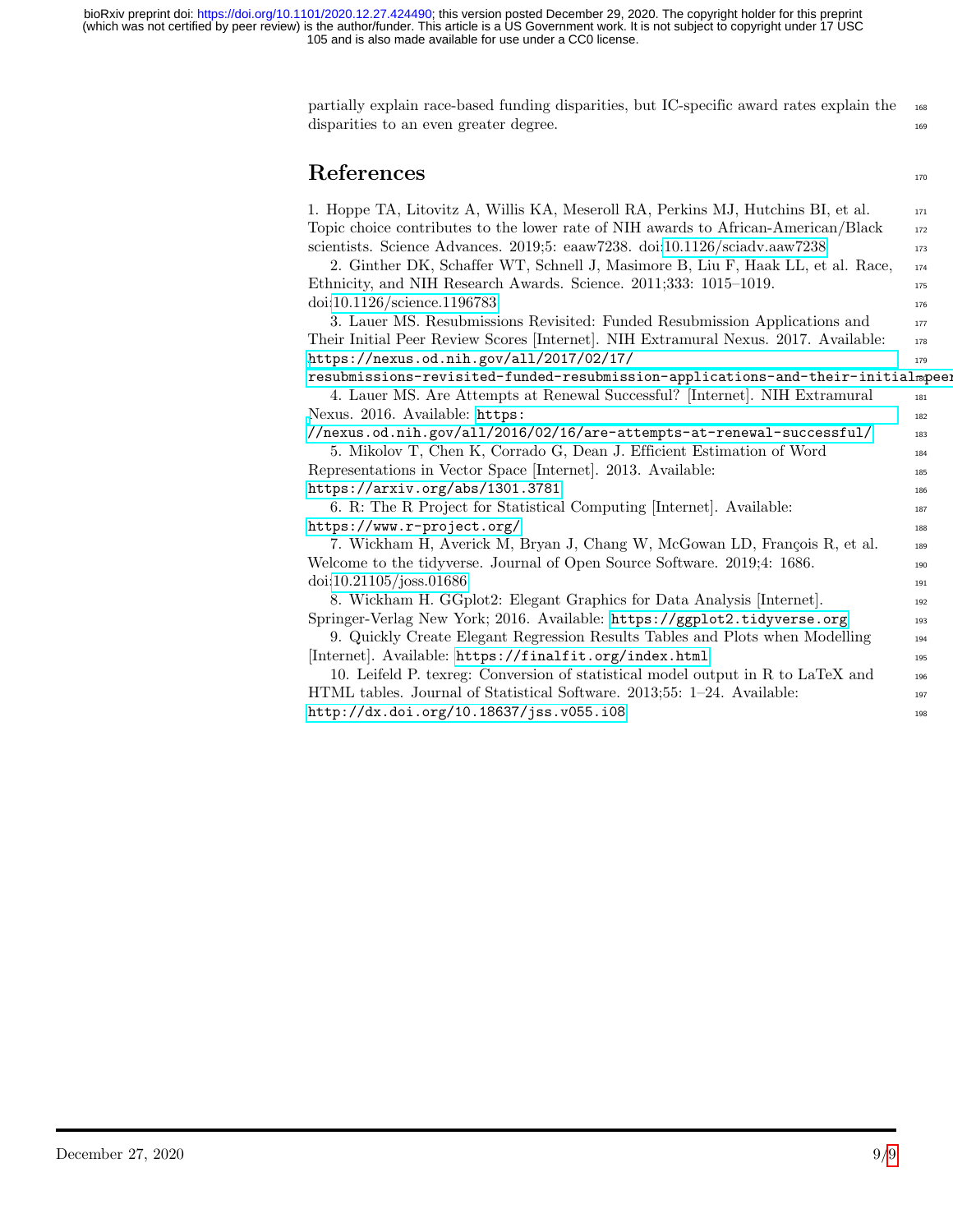partially explain race-based funding disparities, but IC-specific award rates explain the disparities to an even greater degree.

## References

1. Hoppe TA, Litovitz A, Willis KA, Meseroll RA, Perkins MJ, Hutchins BI, et al. Topic choice contributes to the lower rate of NIH awards to African-American/Black scientists. Science Advances. 2019;5: eaaw7238. doi:10.1126/sciadv.aaw7238
2. Ginther DK, Schaffer WT, Schnell J, Masimore B, Liu F, Haak LL, et al. Race, Ethnicity, and NIH Research Awards. Science. 2011;333: 1015–1019. doi:10.1126/science.1196783
3. Lauer MS. Resubmissions Revisited: Funded Resubmission Applications and Their Initial Peer Review Scores [Internet]. NIH Extramural Nexus. 2017. Available: https://nexus.od.nih.gov/all/2017/02/17/resubmissions-revisited-funded-resubmission-applications-and-their-initial-peer
4. Lauer MS. Are Attempts at Renewal Successful? [Internet]. NIH Extramural Nexus. 2016. Available: https://nexus.od.nih.gov/all/2016/02/16/are-attempts-at-renewal-successful/
5. Mikolov T, Chen K, Corrado G, Dean J. Efficient Estimation of Word Representations in Vector Space [Internet]. 2013. Available: https://arxiv.org/abs/1301.3781
6. R: The R Project for Statistical Computing [Internet]. Available: https://www.r-project.org/
7. Wickham H, Averick M, Bryan J, Chang W, McGowan LD, François R, et al. Welcome to the tidyverse. Journal of Open Source Software. 2019;4: 1686. doi:10.21105/joss.01686
8. Wickham H. GGplot2: Elegant Graphics for Data Analysis [Internet]. Springer-Verlag New York; 2016. Available: https://ggplot2.tidyverse.org
9. Quickly Create Elegant Regression Results Tables and Plots when Modelling [Internet]. Available: https://finalfit.org/index.html
10. Leifeld P. texreg: Conversion of statistical model output in R to LaTeX and HTML tables. Journal of Statistical Software. 2013;55: 1–24. Available: http://dx.doi.org/10.18637/jss.v055.i08